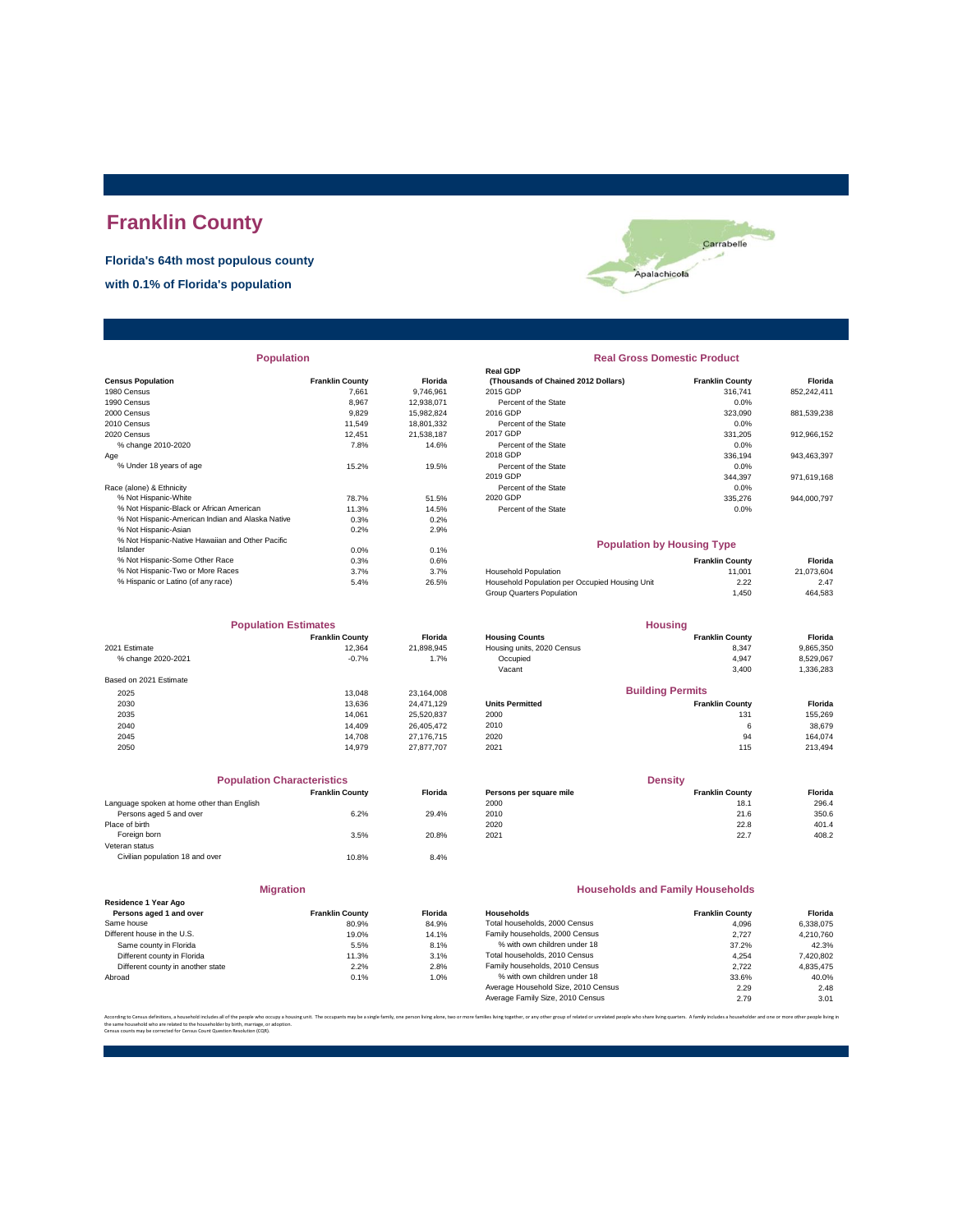# Franklin County

**Florida's 64th most populous county**

**with 0.1% of Florida's population**

Carrabelle

Apalachicola

## Population

| Census Population | Franklin County | Florida |
|---|---|---|
| 1980 Census | 7,661 | 9,746,961 |
| 1990 Census | 8,967 | 12,938,071 |
| 2000 Census | 9,829 | 15,982,824 |
| 2010 Census | 11,549 | 18,801,332 |
| 2020 Census | 12,451 | 21,538,187 |
| % change 2010-2020 | 7.8% | 14.6% |
| Age | | |
| % Under 18 years of age | 15.2% | 19.5% |
| Race (alone) & Ethnicity | | |
| % Not Hispanic-White | 78.7% | 51.5% |
| % Not Hispanic-Black or African American | 11.3% | 14.5% |
| % Not Hispanic-American Indian and Alaska Native | 0.3% | 0.2% |
| % Not Hispanic-Asian | 0.2% | 2.9% |
| % Not Hispanic-Native Hawaiian and Other Pacific Islander | 0.0% | 0.1% |
| % Not Hispanic-Some Other Race | 0.3% | 0.6% |
| % Not Hispanic-Two or More Races | 3.7% | 3.7% |
| % Hispanic or Latino (of any race) | 5.4% | 26.5% |

## Real Gross Domestic Product

| Real GDP (Thousands of Chained 2012 Dollars) | Franklin County | Florida |
|---|---|---|
| 2015 GDP | 316,741 | 852,242,411 |
| Percent of the State | 0.0% | |
| 2016 GDP | 323,090 | 881,539,238 |
| Percent of the State | 0.0% | |
| 2017 GDP | 331,205 | 912,966,152 |
| Percent of the State | 0.0% | |
| 2018 GDP | 336,194 | 943,463,397 |
| Percent of the State | 0.0% | |
| 2019 GDP | 344,397 | 971,619,168 |
| Percent of the State | 0.0% | |
| 2020 GDP | 335,276 | 944,000,797 |
| Percent of the State | 0.0% | |

## Population by Housing Type

| | Franklin County | Florida |
|---|---|---|
| Household Population | 11,001 | 21,073,604 |
| Household Population per Occupied Housing Unit | 2.22 | 2.47 |
| Group Quarters Population | 1,450 | 464,583 |

## Population Estimates

| | Franklin County | Florida |
|---|---|---|
| 2021 Estimate | 12,364 | 21,898,945 |
| % change 2020-2021 | -0.7% | 1.7% |
| Based on 2021 Estimate | | |
| 2025 | 13,048 | 23,164,008 |
| 2030 | 13,636 | 24,471,129 |
| 2035 | 14,061 | 25,520,837 |
| 2040 | 14,409 | 26,405,472 |
| 2045 | 14,708 | 27,176,715 |
| 2050 | 14,979 | 27,877,707 |

## Housing

| Housing Counts | Franklin County | Florida |
|---|---|---|
| Housing units, 2020 Census | 8,347 | 9,865,350 |
| Occupied | 4,947 | 8,529,067 |
| Vacant | 3,400 | 1,336,283 |

## Building Permits

| Units Permitted | Franklin County | Florida |
|---|---|---|
| 2000 | 131 | 155,269 |
| 2010 | 6 | 38,679 |
| 2020 | 94 | 164,074 |
| 2021 | 115 | 213,494 |

## Population Characteristics

| | Franklin County | Florida |
|---|---|---|
| Language spoken at home other than English | | |
| Persons aged 5 and over | 6.2% | 29.4% |
| Place of birth | | |
| Foreign born | 3.5% | 20.8% |
| Veteran status | | |
| Civilian population 18 and over | 10.8% | 8.4% |

## Density

| Persons per square mile | Franklin County | Florida |
|---|---|---|
| 2000 | 18.1 | 296.4 |
| 2010 | 21.6 | 350.6 |
| 2020 | 22.8 | 401.4 |
| 2021 | 22.7 | 408.2 |

## Migration

| Residence 1 Year Ago Persons aged 1 and over | Franklin County | Florida |
|---|---|---|
| Same house | 80.9% | 84.9% |
| Different house in the U.S. | 19.0% | 14.1% |
| Same county in Florida | 5.5% | 8.1% |
| Different county in Florida | 11.3% | 3.1% |
| Different county in another state | 2.2% | 2.8% |
| Abroad | 0.1% | 1.0% |

## Households and Family Households

| Households | Franklin County | Florida |
|---|---|---|
| Total households, 2000 Census | 4,096 | 6,338,075 |
| Family households, 2000 Census | 2,727 | 4,210,760 |
| % with own children under 18 | 37.2% | 42.3% |
| Total households, 2010 Census | 4,254 | 7,420,802 |
| Family households, 2010 Census | 2,722 | 4,835,475 |
| % with own children under 18 | 33.6% | 40.0% |
| Average Household Size, 2010 Census | 2.29 | 2.48 |
| Average Family Size, 2010 Census | 2.79 | 3.01 |

According to Census definitions, a household includes all of the people who occupy a housing unit. The occupants may be a single family, one person living alone, two or more families living together, or any other group of related or unrelated people who share living quarters. A family includes a householder and one or more other people living in the same household who are related to the householder by birth, marriage, or adoption.
Census counts may be corrected for Census Count Question Resolution (CQR).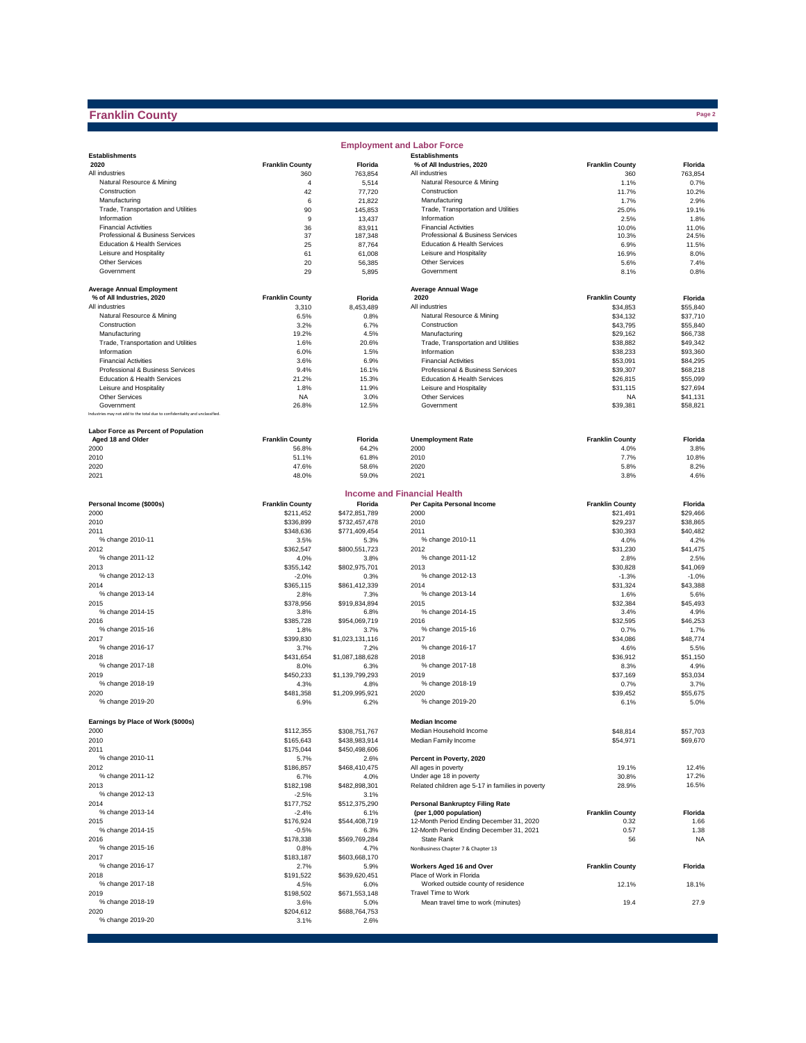# Franklin County

## Employment and Labor Force

| Establishments 2020 | Franklin County | Florida |
|---|---|---|
| All industries | 360 | 763,854 |
| Natural Resource & Mining | 4 | 5,514 |
| Construction | 42 | 77,720 |
| Manufacturing | 6 | 21,822 |
| Trade, Transportation and Utilities | 90 | 145,853 |
| Information | 9 | 13,437 |
| Financial Activities | 36 | 83,911 |
| Professional & Business Services | 37 | 187,348 |
| Education & Health Services | 25 | 87,764 |
| Leisure and Hospitality | 61 | 61,008 |
| Other Services | 20 | 56,385 |
| Government | 29 | 5,895 |

| Establishments % of All Industries, 2020 | Franklin County | Florida |
|---|---|---|
| All industries | 360 | 763,854 |
| Natural Resource & Mining | 1.1% | 0.7% |
| Construction | 11.7% | 10.2% |
| Manufacturing | 1.7% | 2.9% |
| Trade, Transportation and Utilities | 25.0% | 19.1% |
| Information | 2.5% | 1.8% |
| Financial Activities | 10.0% | 11.0% |
| Professional & Business Services | 10.3% | 24.5% |
| Education & Health Services | 6.9% | 11.5% |
| Leisure and Hospitality | 16.9% | 8.0% |
| Other Services | 5.6% | 7.4% |
| Government | 8.1% | 0.8% |

| Average Annual Employment % of All Industries, 2020 | Franklin County | Florida |
|---|---|---|
| All industries | 3,310 | 8,453,489 |
| Natural Resource & Mining | 6.5% | 0.8% |
| Construction | 3.2% | 6.7% |
| Manufacturing | 19.2% | 4.5% |
| Trade, Transportation and Utilities | 1.6% | 20.6% |
| Information | 6.0% | 1.5% |
| Financial Activities | 3.6% | 6.9% |
| Professional & Business Services | 9.4% | 16.1% |
| Education & Health Services | 21.2% | 15.3% |
| Leisure and Hospitality | 1.8% | 11.9% |
| Other Services | NA | 3.0% |
| Government | 26.8% | 12.5% |

Industries may not add to the total due to confidentiality and unclassified.

| Average Annual Wage 2020 | Franklin County | Florida |
|---|---|---|
| All industries | $34,853 | $55,840 |
| Natural Resource & Mining | $34,132 | $37,710 |
| Construction | $43,795 | $55,840 |
| Manufacturing | $29,162 | $66,738 |
| Trade, Transportation and Utilities | $38,882 | $49,342 |
| Information | $38,233 | $93,360 |
| Financial Activities | $53,091 | $84,295 |
| Professional & Business Services | $39,307 | $68,218 |
| Education & Health Services | $26,815 | $55,099 |
| Leisure and Hospitality | $31,115 | $27,694 |
| Other Services | NA | $41,131 |
| Government | $39,381 | $58,821 |

| Labor Force as Percent of Population Aged 18 and Older | Franklin County | Florida |
|---|---|---|
| 2000 | 56.8% | 64.2% |
| 2010 | 51.1% | 61.8% |
| 2020 | 47.6% | 58.6% |
| 2021 | 48.0% | 59.0% |

| Unemployment Rate | Franklin County | Florida |
|---|---|---|
| 2000 | 4.0% | 3.8% |
| 2010 | 7.7% | 10.8% |
| 2020 | 5.8% | 8.2% |
| 2021 | 3.8% | 4.6% |

## Income and Financial Health

| Personal Income ($000s) | Franklin County | Florida |
|---|---|---|
| 2000 | $211,452 | $472,851,789 |
| 2010 | $336,899 | $732,457,478 |
| 2011 | $348,636 | $771,409,454 |
| % change 2010-11 | 3.5% | 5.3% |
| 2012 | $362,547 | $800,551,723 |
| % change 2011-12 | 4.0% | 3.8% |
| 2013 | $355,142 | $802,975,701 |
| % change 2012-13 | -2.0% | 0.3% |
| 2014 | $365,115 | $861,412,339 |
| % change 2013-14 | 2.8% | 7.3% |
| 2015 | $378,956 | $919,834,894 |
| % change 2014-15 | 3.8% | 6.8% |
| 2016 | $385,728 | $954,069,719 |
| % change 2015-16 | 1.8% | 3.7% |
| 2017 | $399,830 | $1,023,131,116 |
| % change 2016-17 | 3.7% | 7.2% |
| 2018 | $431,654 | $1,087,188,628 |
| % change 2017-18 | 8.0% | 6.3% |
| 2019 | $450,233 | $1,139,799,293 |
| % change 2018-19 | 4.3% | 4.8% |
| 2020 | $481,358 | $1,209,995,921 |
| % change 2019-20 | 6.9% | 6.2% |

| Per Capita Personal Income | Franklin County | Florida |
|---|---|---|
| 2000 | $21,491 | $29,466 |
| 2010 | $29,237 | $38,865 |
| 2011 | $30,393 | $40,482 |
| % change 2010-11 | 4.0% | 4.2% |
| 2012 | $31,230 | $41,475 |
| % change 2011-12 | 2.8% | 2.5% |
| 2013 | $30,828 | $41,069 |
| % change 2012-13 | -1.3% | -1.0% |
| 2014 | $31,324 | $43,388 |
| % change 2013-14 | 1.6% | 5.6% |
| 2015 | $32,384 | $45,493 |
| % change 2014-15 | 3.4% | 4.9% |
| 2016 | $32,595 | $46,253 |
| % change 2015-16 | 0.7% | 1.7% |
| 2017 | $34,086 | $48,774 |
| % change 2016-17 | 4.6% | 5.5% |
| 2018 | $36,912 | $51,150 |
| % change 2017-18 | 8.3% | 4.9% |
| 2019 | $37,169 | $53,034 |
| % change 2018-19 | 0.7% | 3.7% |
| 2020 | $39,452 | $55,675 |
| % change 2019-20 | 6.1% | 5.0% |

| Earnings by Place of Work ($000s) | Franklin County | Florida |
|---|---|---|
| 2000 | $112,355 | $308,751,767 |
| 2010 | $165,643 | $438,983,914 |
| 2011 | $175,044 | $450,498,606 |
| % change 2010-11 | 5.7% | 2.6% |
| 2012 | $186,857 | $468,410,475 |
| % change 2011-12 | 6.7% | 4.0% |
| 2013 | $182,198 | $482,898,301 |
| % change 2012-13 | -2.5% | 3.1% |
| 2014 | $177,752 | $512,375,290 |
| % change 2013-14 | -2.4% | 6.1% |
| 2015 | $176,924 | $544,408,719 |
| % change 2014-15 | -0.5% | 6.3% |
| 2016 | $178,338 | $569,769,284 |
| % change 2015-16 | 0.8% | 4.7% |
| 2017 | $183,187 | $603,668,170 |
| % change 2016-17 | 2.7% | 5.9% |
| 2018 | $191,522 | $639,620,451 |
| % change 2017-18 | 4.5% | 6.0% |
| 2019 | $198,502 | $671,553,148 |
| % change 2018-19 | 3.6% | 5.0% |
| 2020 | $204,612 | $688,764,753 |
| % change 2019-20 | 3.1% | 2.6% |

| Median Income | Franklin County | Florida |
|---|---|---|
| Median Household Income | $48,814 | $57,703 |
| Median Family Income | $54,971 | $69,670 |

| Percent in Poverty, 2020 | Franklin County | Florida |
|---|---|---|
| All ages in poverty | 19.1% | 12.4% |
| Under age 18 in poverty | 30.8% | 17.2% |
| Related children age 5-17 in families in poverty | 28.9% | 16.5% |

| Personal Bankruptcy Filing Rate (per 1,000 population) | Franklin County | Florida |
|---|---|---|
| 12-Month Period Ending December 31, 2020 | 0.32 | 1.66 |
| 12-Month Period Ending December 31, 2021 | 0.57 | 1.38 |
| State Rank | 56 | NA |

NonBusiness Chapter 7 & Chapter 13

| Workers Aged 16 and Over | Franklin County | Florida |
|---|---|---|
| Place of Work in Florida | | |
| Worked outside county of residence | 12.1% | 18.1% |
| Travel Time to Work | | |
| Mean travel time to work (minutes) | 19.4 | 27.9 |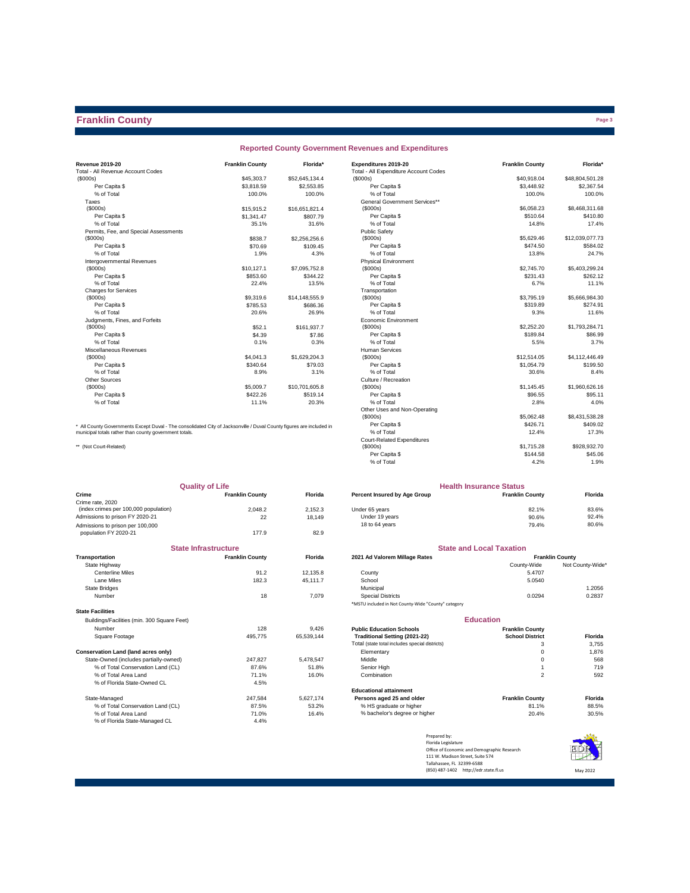# Franklin County

## Reported County Government Revenues and Expenditures

| Revenue 2019-20 | Franklin County | Florida* |
|---|---|---|
| Total - All Revenue Account Codes | | |
| ($000s) | $45,303.7 | $52,645,134.4 |
| Per Capita $ | $3,818.59 | $2,553.85 |
| % of Total | 100.0% | 100.0% |
| Taxes | | |
| ($000s) | $15,915.2 | $16,651,821.4 |
| Per Capita $ | $1,341.47 | $807.79 |
| % of Total | 35.1% | 31.6% |
| Permits, Fee, and Special Assessments | | |
| ($000s) | $838.7 | $2,256,256.6 |
| Per Capita $ | $70.69 | $109.45 |
| % of Total | 1.9% | 4.3% |
| Intergovernmental Revenues | | |
| ($000s) | $10,127.1 | $7,095,752.8 |
| Per Capita $ | $853.60 | $344.22 |
| % of Total | 22.4% | 13.5% |
| Charges for Services | | |
| ($000s) | $9,319.6 | $14,148,555.9 |
| Per Capita $ | $785.53 | $686.36 |
| % of Total | 20.6% | 26.9% |
| Judgments, Fines, and Forfeits | | |
| ($000s) | $52.1 | $161,937.7 |
| Per Capita $ | $4.39 | $7.86 |
| % of Total | 0.1% | 0.3% |
| Miscellaneous Revenues | | |
| ($000s) | $4,041.3 | $1,629,204.3 |
| Per Capita $ | $340.64 | $79.03 |
| % of Total | 8.9% | 3.1% |
| Other Sources | | |
| ($000s) | $5,009.7 | $10,701,605.8 |
| Per Capita $ | $422.26 | $519.14 |
| % of Total | 11.1% | 20.3% |

\* All County Governments Except Duval - The consolidated City of Jacksonville / Duval County figures are included in municipal totals rather than county government totals.

\*\* (Not Court-Related)

| Expenditures 2019-20 | Franklin County | Florida* |
|---|---|---|
| Total - All Expenditure Account Codes | | |
| ($000s) | $40,918.04 | $48,804,501.28 |
| Per Capita $ | $3,448.92 | $2,367.54 |
| % of Total | 100.0% | 100.0% |
| General Government Services** | | |
| ($000s) | $6,058.23 | $8,468,311.68 |
| Per Capita $ | $510.64 | $410.80 |
| % of Total | 14.8% | 17.4% |
| Public Safety | | |
| ($000s) | $5,629.46 | $12,039,077.73 |
| Per Capita $ | $474.50 | $584.02 |
| % of Total | 13.8% | 24.7% |
| Physical Environment | | |
| ($000s) | $2,745.70 | $5,403,299.24 |
| Per Capita $ | $231.43 | $262.12 |
| % of Total | 6.7% | 11.1% |
| Transportation | | |
| ($000s) | $3,795.19 | $5,666,984.30 |
| Per Capita $ | $319.89 | $274.91 |
| % of Total | 9.3% | 11.6% |
| Economic Environment | | |
| ($000s) | $2,252.20 | $1,793,284.71 |
| Per Capita $ | $189.84 | $86.99 |
| % of Total | 5.5% | 3.7% |
| Human Services | | |
| ($000s) | $12,514.05 | $4,112,446.49 |
| Per Capita $ | $1,054.79 | $199.50 |
| % of Total | 30.6% | 8.4% |
| Culture / Recreation | | |
| ($000s) | $1,145.45 | $1,960,626.16 |
| Per Capita $ | $96.55 | $95.11 |
| % of Total | 2.8% | 4.0% |
| Other Uses and Non-Operating | | |
| ($000s) | $5,062.48 | $8,431,538.28 |
| Per Capita $ | $426.71 | $409.02 |
| % of Total | 12.4% | 17.3% |
| Court-Related Expenditures | | |
| ($000s) | $1,715.28 | $928,932.70 |
| Per Capita $ | $144.58 | $45.06 |
| % of Total | 4.2% | 1.9% |

## Quality of Life

| Crime | Franklin County | Florida |
|---|---|---|
| Crime rate, 2020 (index crimes per 100,000 population) | 2,048.2 | 2,152.3 |
| Admissions to prison FY 2020-21 | 22 | 18,149 |
| Admissions to prison per 100,000 population FY 2020-21 | 177.9 | 82.9 |

## Health Insurance Status

| Percent Insured by Age Group | Franklin County | Florida |
|---|---|---|
| Under 65 years | 82.1% | 83.6% |
| Under 19 years | 90.6% | 92.4% |
| 18 to 64 years | 79.4% | 80.6% |

## State Infrastructure

| Transportation | Franklin County | Florida |
|---|---|---|
| State Highway | | |
| Centerline Miles | 91.2 | 12,135.8 |
| Lane Miles | 182.3 | 45,111.7 |
| State Bridges | | |
| Number | 18 | 7,079 |

| State Facilities | Franklin County | Florida |
|---|---|---|
| Buildings/Facilities (min. 300 Square Feet) | | |
| Number | 128 | 9,426 |
| Square Footage | 495,775 | 65,539,144 |

| Conservation Land (land acres only) | Franklin County | Florida |
|---|---|---|
| State-Owned (includes partially-owned) | 247,827 | 5,478,547 |
| % of Total Conservation Land (CL) | 87.6% | 51.8% |
| % of Total Area Land | 71.1% | 16.0% |
| % of Florida State-Owned CL | 4.5% | |
| State-Managed | 247,584 | 5,627,174 |
| % of Total Conservation Land (CL) | 87.5% | 53.2% |
| % of Total Area Land | 71.0% | 16.4% |
| % of Florida State-Managed CL | 4.4% | |

## State and Local Taxation

| 2021 Ad Valorem Millage Rates | Franklin County County-Wide | Franklin County Not County-Wide* |
|---|---|---|
| County | 5.4707 | |
| School | 5.0540 | |
| Municipal | | 1.2056 |
| Special Districts | 0.0294 | 0.2837 |

*MSTU included in Not County-Wide "County" category

## Education

| Public Education Schools Traditional Setting (2021-22) | Franklin County School District | Florida |
|---|---|---|
| Total (state total includes special districts) | 3 | 3,755 |
| Elementary | 0 | 1,876 |
| Middle | 0 | 568 |
| Senior High | 1 | 719 |
| Combination | 2 | 592 |

| Educational attainment Persons aged 25 and older | Franklin County | Florida |
|---|---|---|
| % HS graduate or higher | 81.1% | 88.5% |
| % bachelor's degree or higher | 20.4% | 30.5% |

Prepared by:
Florida Legislature
Office of Economic and Demographic Research
111 W. Madison Street, Suite 574
Tallahassee, FL 32399-6588
(850) 487-1402 http://edr.state.fl.us

May 2022